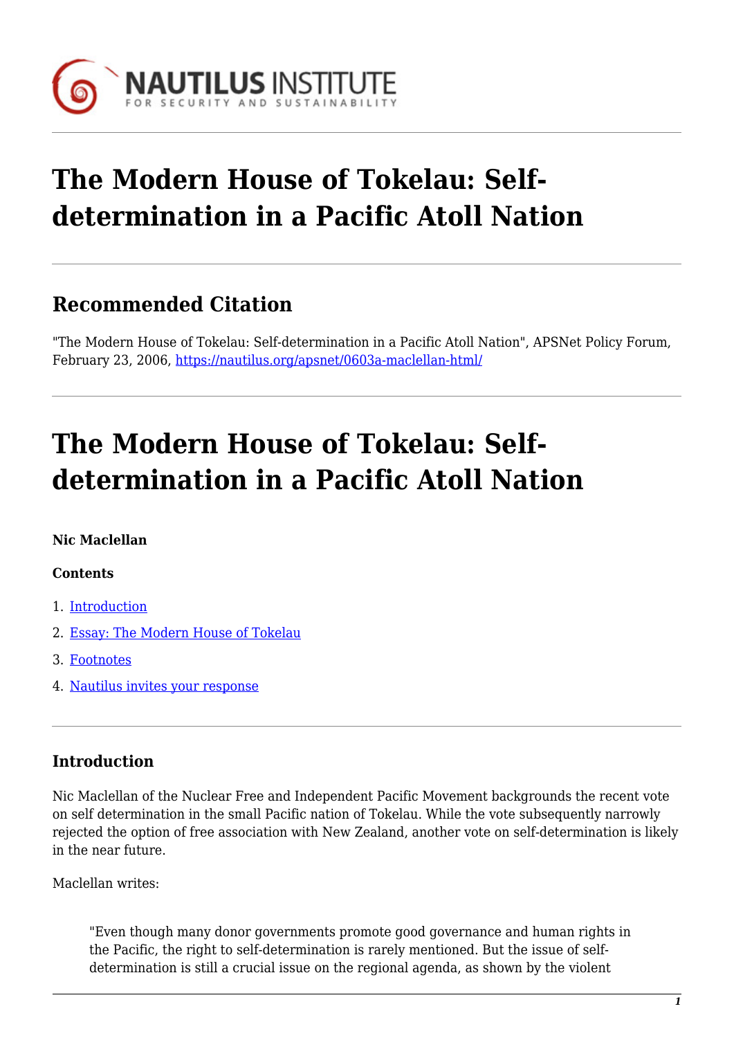# The Modern House of Tokelau: Self-determination in a Pacific Atoll Nation

## Recommended Citation

"The Modern House of Tokelau: Self-determination in a Pacific Atoll Nation", APSNet Policy Forum, February 23, 2006, https://nautilus.org/apsnet/0603a-maclellan-html/

# The Modern House of Tokelau: Self-determination in a Pacific Atoll Nation

**Nic Maclellan**

**Contents**

1. Introduction
2. Essay: The Modern House of Tokelau
3. Footnotes
4. Nautilus invites your response

### Introduction

Nic Maclellan of the Nuclear Free and Independent Pacific Movement backgrounds the recent vote on self determination in the small Pacific nation of Tokelau. While the vote subsequently narrowly rejected the option of free association with New Zealand, another vote on self-determination is likely in the near future.

Maclellan writes:

> "Even though many donor governments promote good governance and human rights in the Pacific, the right to self-determination is rarely mentioned. But the issue of self-determination is still a crucial issue on the regional agenda, as shown by the violent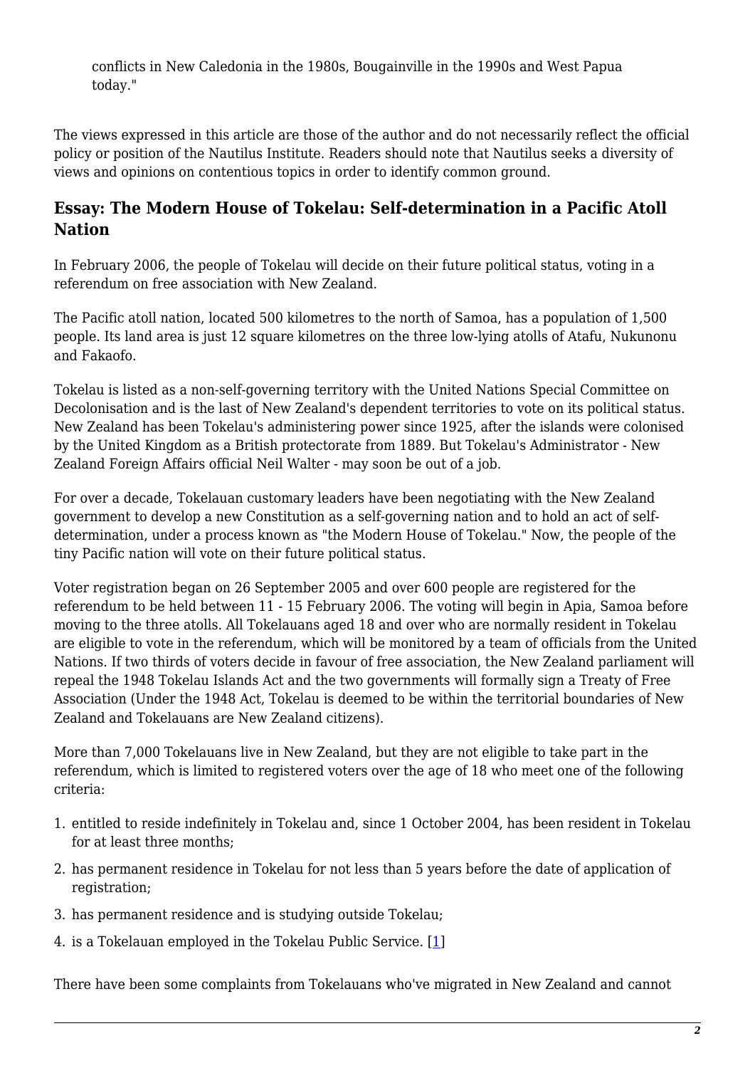conflicts in New Caledonia in the 1980s, Bougainville in the 1990s and West Papua today."

The views expressed in this article are those of the author and do not necessarily reflect the official policy or position of the Nautilus Institute. Readers should note that Nautilus seeks a diversity of views and opinions on contentious topics in order to identify common ground.

### Essay: The Modern House of Tokelau: Self-determination in a Pacific Atoll Nation

In February 2006, the people of Tokelau will decide on their future political status, voting in a referendum on free association with New Zealand.

The Pacific atoll nation, located 500 kilometres to the north of Samoa, has a population of 1,500 people. Its land area is just 12 square kilometres on the three low-lying atolls of Atafu, Nukunonu and Fakaofo.

Tokelau is listed as a non-self-governing territory with the United Nations Special Committee on Decolonisation and is the last of New Zealand's dependent territories to vote on its political status. New Zealand has been Tokelau's administering power since 1925, after the islands were colonised by the United Kingdom as a British protectorate from 1889. But Tokelau's Administrator - New Zealand Foreign Affairs official Neil Walter - may soon be out of a job.

For over a decade, Tokelauan customary leaders have been negotiating with the New Zealand government to develop a new Constitution as a self-governing nation and to hold an act of self-determination, under a process known as "the Modern House of Tokelau." Now, the people of the tiny Pacific nation will vote on their future political status.

Voter registration began on 26 September 2005 and over 600 people are registered for the referendum to be held between 11 - 15 February 2006. The voting will begin in Apia, Samoa before moving to the three atolls. All Tokelauans aged 18 and over who are normally resident in Tokelau are eligible to vote in the referendum, which will be monitored by a team of officials from the United Nations. If two thirds of voters decide in favour of free association, the New Zealand parliament will repeal the 1948 Tokelau Islands Act and the two governments will formally sign a Treaty of Free Association (Under the 1948 Act, Tokelau is deemed to be within the territorial boundaries of New Zealand and Tokelauans are New Zealand citizens).

More than 7,000 Tokelauans live in New Zealand, but they are not eligible to take part in the referendum, which is limited to registered voters over the age of 18 who meet one of the following criteria:

1. entitled to reside indefinitely in Tokelau and, since 1 October 2004, has been resident in Tokelau for at least three months;
2. has permanent residence in Tokelau for not less than 5 years before the date of application of registration;
3. has permanent residence and is studying outside Tokelau;
4. is a Tokelauan employed in the Tokelau Public Service. [1]

There have been some complaints from Tokelauans who've migrated in New Zealand and cannot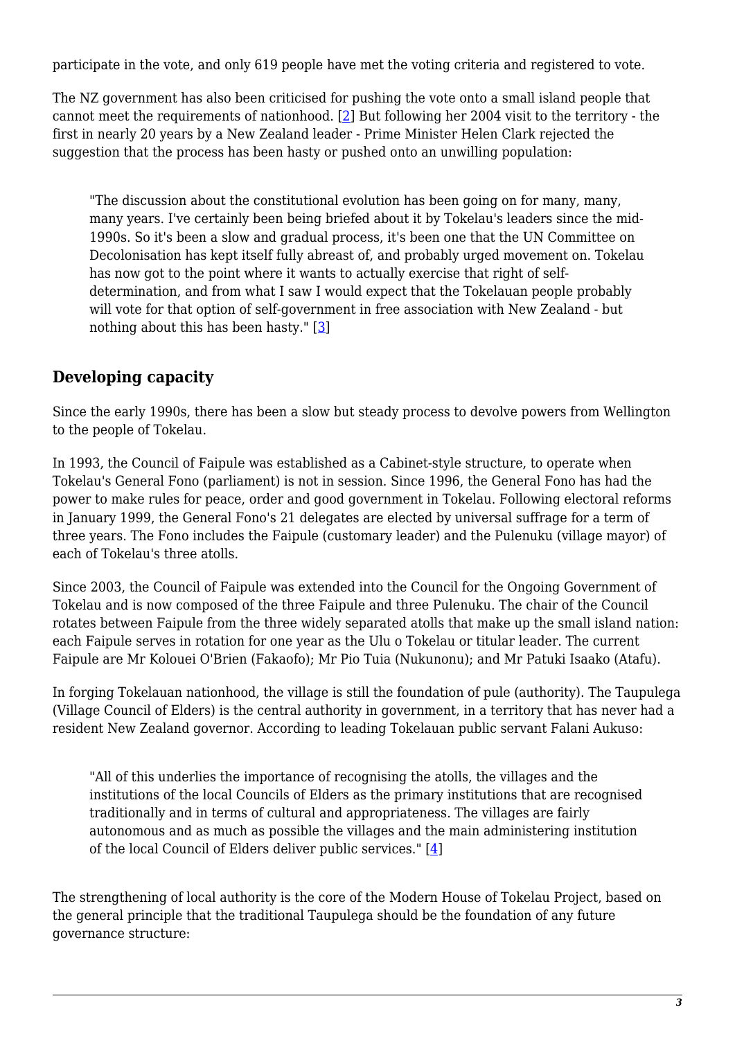participate in the vote, and only 619 people have met the voting criteria and registered to vote.

The NZ government has also been criticised for pushing the vote onto a small island people that cannot meet the requirements of nationhood. [2] But following her 2004 visit to the territory - the first in nearly 20 years by a New Zealand leader - Prime Minister Helen Clark rejected the suggestion that the process has been hasty or pushed onto an unwilling population:

> "The discussion about the constitutional evolution has been going on for many, many, many years. I've certainly been being briefed about it by Tokelau's leaders since the mid-1990s. So it's been a slow and gradual process, it's been one that the UN Committee on Decolonisation has kept itself fully abreast of, and probably urged movement on. Tokelau has now got to the point where it wants to actually exercise that right of self-determination, and from what I saw I would expect that the Tokelauan people probably will vote for that option of self-government in free association with New Zealand - but nothing about this has been hasty." [3]

## Developing capacity

Since the early 1990s, there has been a slow but steady process to devolve powers from Wellington to the people of Tokelau.

In 1993, the Council of Faipule was established as a Cabinet-style structure, to operate when Tokelau's General Fono (parliament) is not in session. Since 1996, the General Fono has had the power to make rules for peace, order and good government in Tokelau. Following electoral reforms in January 1999, the General Fono's 21 delegates are elected by universal suffrage for a term of three years. The Fono includes the Faipule (customary leader) and the Pulenuku (village mayor) of each of Tokelau's three atolls.

Since 2003, the Council of Faipule was extended into the Council for the Ongoing Government of Tokelau and is now composed of the three Faipule and three Pulenuku. The chair of the Council rotates between Faipule from the three widely separated atolls that make up the small island nation: each Faipule serves in rotation for one year as the Ulu o Tokelau or titular leader. The current Faipule are Mr Kolouei O'Brien (Fakaofo); Mr Pio Tuia (Nukunonu); and Mr Patuki Isaako (Atafu).

In forging Tokelauan nationhood, the village is still the foundation of pule (authority). The Taupulega (Village Council of Elders) is the central authority in government, in a territory that has never had a resident New Zealand governor. According to leading Tokelauan public servant Falani Aukuso:

> "All of this underlies the importance of recognising the atolls, the villages and the institutions of the local Councils of Elders as the primary institutions that are recognised traditionally and in terms of cultural and appropriateness. The villages are fairly autonomous and as much as possible the villages and the main administering institution of the local Council of Elders deliver public services." [4]

The strengthening of local authority is the core of the Modern House of Tokelau Project, based on the general principle that the traditional Taupulega should be the foundation of any future governance structure: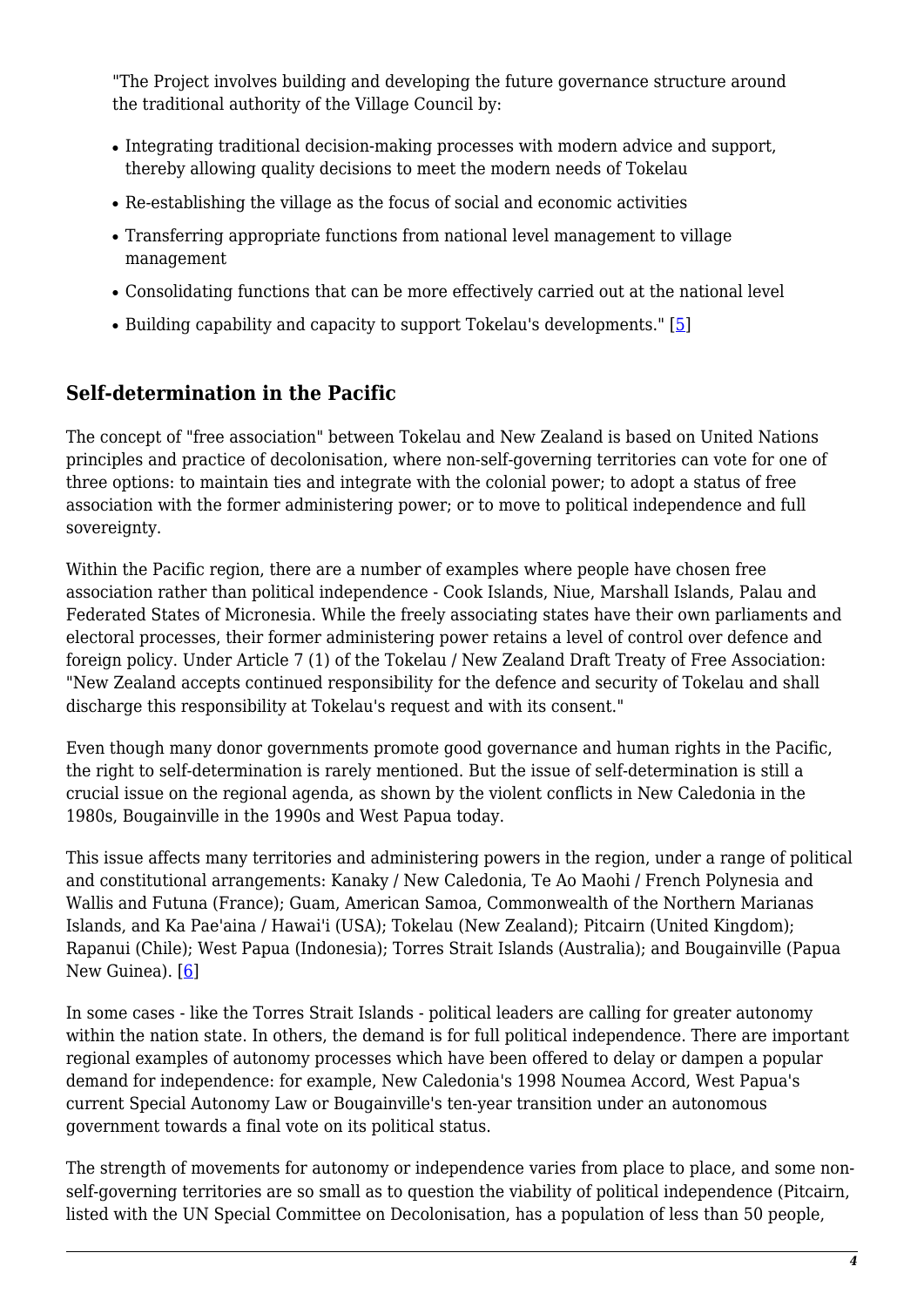"The Project involves building and developing the future governance structure around the traditional authority of the Village Council by:

- Integrating traditional decision-making processes with modern advice and support, thereby allowing quality decisions to meet the modern needs of Tokelau
- Re-establishing the village as the focus of social and economic activities
- Transferring appropriate functions from national level management to village management
- Consolidating functions that can be more effectively carried out at the national level
- Building capability and capacity to support Tokelau's developments." [5]

## Self-determination in the Pacific

The concept of "free association" between Tokelau and New Zealand is based on United Nations principles and practice of decolonisation, where non-self-governing territories can vote for one of three options: to maintain ties and integrate with the colonial power; to adopt a status of free association with the former administering power; or to move to political independence and full sovereignty.

Within the Pacific region, there are a number of examples where people have chosen free association rather than political independence - Cook Islands, Niue, Marshall Islands, Palau and Federated States of Micronesia. While the freely associating states have their own parliaments and electoral processes, their former administering power retains a level of control over defence and foreign policy. Under Article 7 (1) of the Tokelau / New Zealand Draft Treaty of Free Association: "New Zealand accepts continued responsibility for the defence and security of Tokelau and shall discharge this responsibility at Tokelau's request and with its consent."

Even though many donor governments promote good governance and human rights in the Pacific, the right to self-determination is rarely mentioned. But the issue of self-determination is still a crucial issue on the regional agenda, as shown by the violent conflicts in New Caledonia in the 1980s, Bougainville in the 1990s and West Papua today.

This issue affects many territories and administering powers in the region, under a range of political and constitutional arrangements: Kanaky / New Caledonia, Te Ao Maohi / French Polynesia and Wallis and Futuna (France); Guam, American Samoa, Commonwealth of the Northern Marianas Islands, and Ka Pae'aina / Hawai'i (USA); Tokelau (New Zealand); Pitcairn (United Kingdom); Rapanui (Chile); West Papua (Indonesia); Torres Strait Islands (Australia); and Bougainville (Papua New Guinea). [6]

In some cases - like the Torres Strait Islands - political leaders are calling for greater autonomy within the nation state. In others, the demand is for full political independence. There are important regional examples of autonomy processes which have been offered to delay or dampen a popular demand for independence: for example, New Caledonia's 1998 Noumea Accord, West Papua's current Special Autonomy Law or Bougainville's ten-year transition under an autonomous government towards a final vote on its political status.

The strength of movements for autonomy or independence varies from place to place, and some non-self-governing territories are so small as to question the viability of political independence (Pitcairn, listed with the UN Special Committee on Decolonisation, has a population of less than 50 people,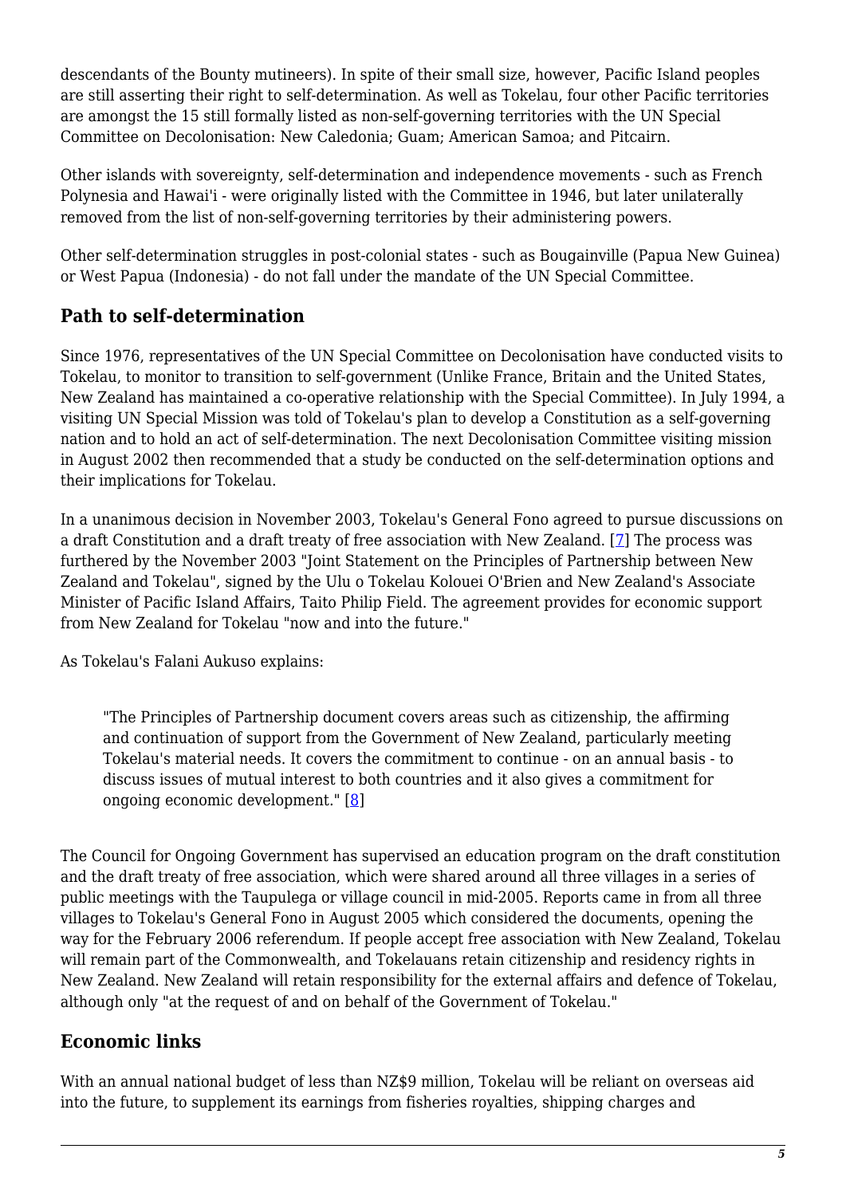descendants of the Bounty mutineers). In spite of their small size, however, Pacific Island peoples are still asserting their right to self-determination. As well as Tokelau, four other Pacific territories are amongst the 15 still formally listed as non-self-governing territories with the UN Special Committee on Decolonisation: New Caledonia; Guam; American Samoa; and Pitcairn.

Other islands with sovereignty, self-determination and independence movements - such as French Polynesia and Hawai'i - were originally listed with the Committee in 1946, but later unilaterally removed from the list of non-self-governing territories by their administering powers.

Other self-determination struggles in post-colonial states - such as Bougainville (Papua New Guinea) or West Papua (Indonesia) - do not fall under the mandate of the UN Special Committee.

## Path to self-determination

Since 1976, representatives of the UN Special Committee on Decolonisation have conducted visits to Tokelau, to monitor to transition to self-government (Unlike France, Britain and the United States, New Zealand has maintained a co-operative relationship with the Special Committee). In July 1994, a visiting UN Special Mission was told of Tokelau's plan to develop a Constitution as a self-governing nation and to hold an act of self-determination. The next Decolonisation Committee visiting mission in August 2002 then recommended that a study be conducted on the self-determination options and their implications for Tokelau.

In a unanimous decision in November 2003, Tokelau's General Fono agreed to pursue discussions on a draft Constitution and a draft treaty of free association with New Zealand. [7] The process was furthered by the November 2003 "Joint Statement on the Principles of Partnership between New Zealand and Tokelau", signed by the Ulu o Tokelau Kolouei O'Brien and New Zealand's Associate Minister of Pacific Island Affairs, Taito Philip Field. The agreement provides for economic support from New Zealand for Tokelau "now and into the future."

As Tokelau's Falani Aukuso explains:

> "The Principles of Partnership document covers areas such as citizenship, the affirming and continuation of support from the Government of New Zealand, particularly meeting Tokelau's material needs. It covers the commitment to continue - on an annual basis - to discuss issues of mutual interest to both countries and it also gives a commitment for ongoing economic development." [8]

The Council for Ongoing Government has supervised an education program on the draft constitution and the draft treaty of free association, which were shared around all three villages in a series of public meetings with the Taupulega or village council in mid-2005. Reports came in from all three villages to Tokelau's General Fono in August 2005 which considered the documents, opening the way for the February 2006 referendum. If people accept free association with New Zealand, Tokelau will remain part of the Commonwealth, and Tokelauans retain citizenship and residency rights in New Zealand. New Zealand will retain responsibility for the external affairs and defence of Tokelau, although only "at the request of and on behalf of the Government of Tokelau."

## Economic links

With an annual national budget of less than NZ$9 million, Tokelau will be reliant on overseas aid into the future, to supplement its earnings from fisheries royalties, shipping charges and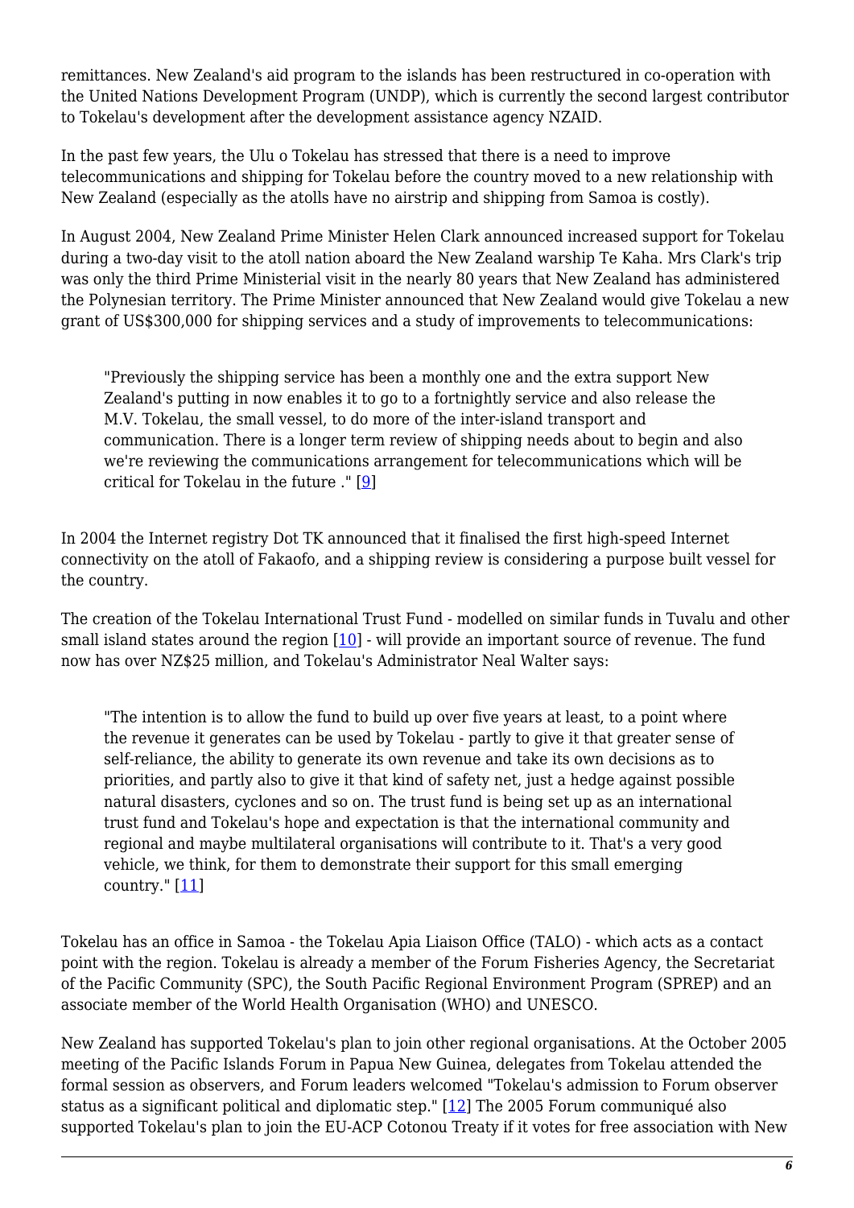remittances. New Zealand's aid program to the islands has been restructured in co-operation with the United Nations Development Program (UNDP), which is currently the second largest contributor to Tokelau's development after the development assistance agency NZAID.

In the past few years, the Ulu o Tokelau has stressed that there is a need to improve telecommunications and shipping for Tokelau before the country moved to a new relationship with New Zealand (especially as the atolls have no airstrip and shipping from Samoa is costly).

In August 2004, New Zealand Prime Minister Helen Clark announced increased support for Tokelau during a two-day visit to the atoll nation aboard the New Zealand warship Te Kaha. Mrs Clark's trip was only the third Prime Ministerial visit in the nearly 80 years that New Zealand has administered the Polynesian territory. The Prime Minister announced that New Zealand would give Tokelau a new grant of US$300,000 for shipping services and a study of improvements to telecommunications:

> "Previously the shipping service has been a monthly one and the extra support New Zealand's putting in now enables it to go to a fortnightly service and also release the M.V. Tokelau, the small vessel, to do more of the inter-island transport and communication. There is a longer term review of shipping needs about to begin and also we're reviewing the communications arrangement for telecommunications which will be critical for Tokelau in the future ." [9]

In 2004 the Internet registry Dot TK announced that it finalised the first high-speed Internet connectivity on the atoll of Fakaofo, and a shipping review is considering a purpose built vessel for the country.

The creation of the Tokelau International Trust Fund - modelled on similar funds in Tuvalu and other small island states around the region [10] - will provide an important source of revenue. The fund now has over NZ$25 million, and Tokelau's Administrator Neal Walter says:

> "The intention is to allow the fund to build up over five years at least, to a point where the revenue it generates can be used by Tokelau - partly to give it that greater sense of self-reliance, the ability to generate its own revenue and take its own decisions as to priorities, and partly also to give it that kind of safety net, just a hedge against possible natural disasters, cyclones and so on. The trust fund is being set up as an international trust fund and Tokelau's hope and expectation is that the international community and regional and maybe multilateral organisations will contribute to it. That's a very good vehicle, we think, for them to demonstrate their support for this small emerging country." [11]

Tokelau has an office in Samoa - the Tokelau Apia Liaison Office (TALO) - which acts as a contact point with the region. Tokelau is already a member of the Forum Fisheries Agency, the Secretariat of the Pacific Community (SPC), the South Pacific Regional Environment Program (SPREP) and an associate member of the World Health Organisation (WHO) and UNESCO.

New Zealand has supported Tokelau's plan to join other regional organisations. At the October 2005 meeting of the Pacific Islands Forum in Papua New Guinea, delegates from Tokelau attended the formal session as observers, and Forum leaders welcomed "Tokelau's admission to Forum observer status as a significant political and diplomatic step." [12] The 2005 Forum communiqué also supported Tokelau's plan to join the EU-ACP Cotonou Treaty if it votes for free association with New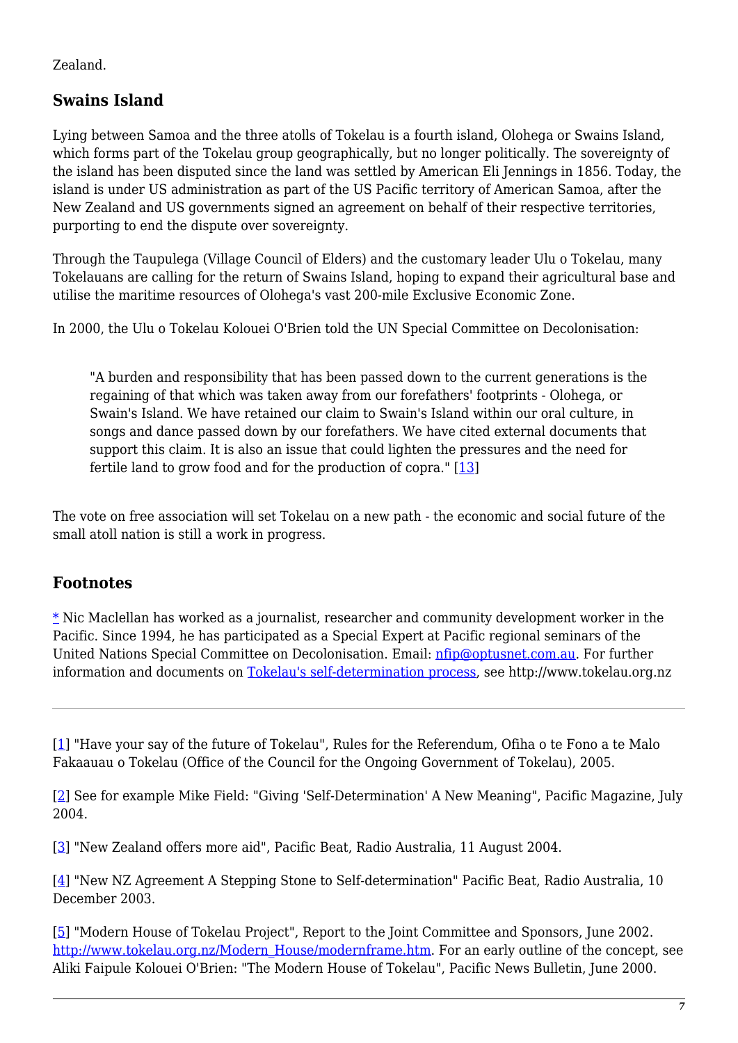Zealand.

## Swains Island

Lying between Samoa and the three atolls of Tokelau is a fourth island, Olohega or Swains Island, which forms part of the Tokelau group geographically, but no longer politically. The sovereignty of the island has been disputed since the land was settled by American Eli Jennings in 1856. Today, the island is under US administration as part of the US Pacific territory of American Samoa, after the New Zealand and US governments signed an agreement on behalf of their respective territories, purporting to end the dispute over sovereignty.

Through the Taupulega (Village Council of Elders) and the customary leader Ulu o Tokelau, many Tokelauans are calling for the return of Swains Island, hoping to expand their agricultural base and utilise the maritime resources of Olohega's vast 200-mile Exclusive Economic Zone.

In 2000, the Ulu o Tokelau Kolouei O'Brien told the UN Special Committee on Decolonisation:

> "A burden and responsibility that has been passed down to the current generations is the regaining of that which was taken away from our forefathers' footprints - Olohega, or Swain's Island. We have retained our claim to Swain's Island within our oral culture, in songs and dance passed down by our forefathers. We have cited external documents that support this claim. It is also an issue that could lighten the pressures and the need for fertile land to grow food and for the production of copra." [13]

The vote on free association will set Tokelau on a new path - the economic and social future of the small atoll nation is still a work in progress.

## Footnotes

* Nic Maclellan has worked as a journalist, researcher and community development worker in the Pacific. Since 1994, he has participated as a Special Expert at Pacific regional seminars of the United Nations Special Committee on Decolonisation. Email: nfip@optusnet.com.au. For further information and documents on Tokelau's self-determination process, see http://www.tokelau.org.nz

---

[1] "Have your say of the future of Tokelau", Rules for the Referendum, Ofiha o te Fono a te Malo Fakaauau o Tokelau (Office of the Council for the Ongoing Government of Tokelau), 2005.

[2] See for example Mike Field: "Giving 'Self-Determination' A New Meaning", Pacific Magazine, July 2004.

[3] "New Zealand offers more aid", Pacific Beat, Radio Australia, 11 August 2004.

[4] "New NZ Agreement A Stepping Stone to Self-determination" Pacific Beat, Radio Australia, 10 December 2003.

[5] "Modern House of Tokelau Project", Report to the Joint Committee and Sponsors, June 2002. http://www.tokelau.org.nz/Modern_House/modernframe.htm. For an early outline of the concept, see Aliki Faipule Kolouei O'Brien: "The Modern House of Tokelau", Pacific News Bulletin, June 2000.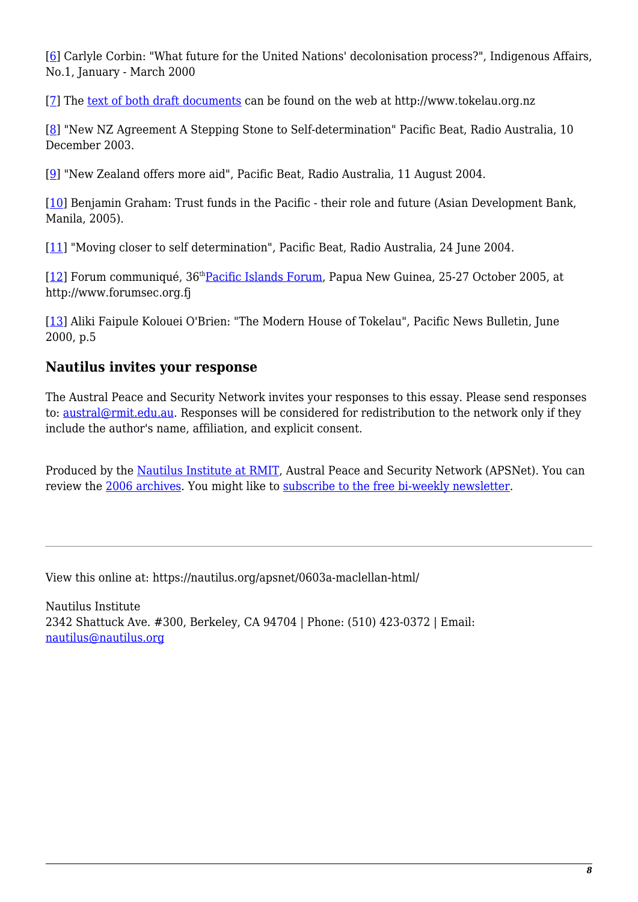[6] Carlyle Corbin: "What future for the United Nations' decolonisation process?", Indigenous Affairs, No.1, January - March 2000

[7] The text of both draft documents can be found on the web at http://www.tokelau.org.nz

[8] "New NZ Agreement A Stepping Stone to Self-determination" Pacific Beat, Radio Australia, 10 December 2003.

[9] "New Zealand offers more aid", Pacific Beat, Radio Australia, 11 August 2004.

[10] Benjamin Graham: Trust funds in the Pacific - their role and future (Asian Development Bank, Manila, 2005).

[11] "Moving closer to self determination", Pacific Beat, Radio Australia, 24 June 2004.

[12] Forum communiqué, 36th Pacific Islands Forum, Papua New Guinea, 25-27 October 2005, at http://www.forumsec.org.fj

[13] Aliki Faipule Kolouei O'Brien: "The Modern House of Tokelau", Pacific News Bulletin, June 2000, p.5

## Nautilus invites your response

The Austral Peace and Security Network invites your responses to this essay. Please send responses to: austral@rmit.edu.au. Responses will be considered for redistribution to the network only if they include the author's name, affiliation, and explicit consent.

Produced by the Nautilus Institute at RMIT, Austral Peace and Security Network (APSNet). You can review the 2006 archives. You might like to subscribe to the free bi-weekly newsletter.

---

View this online at: https://nautilus.org/apsnet/0603a-maclellan-html/

Nautilus Institute
2342 Shattuck Ave. #300, Berkeley, CA 94704 | Phone: (510) 423-0372 | Email: nautilus@nautilus.org